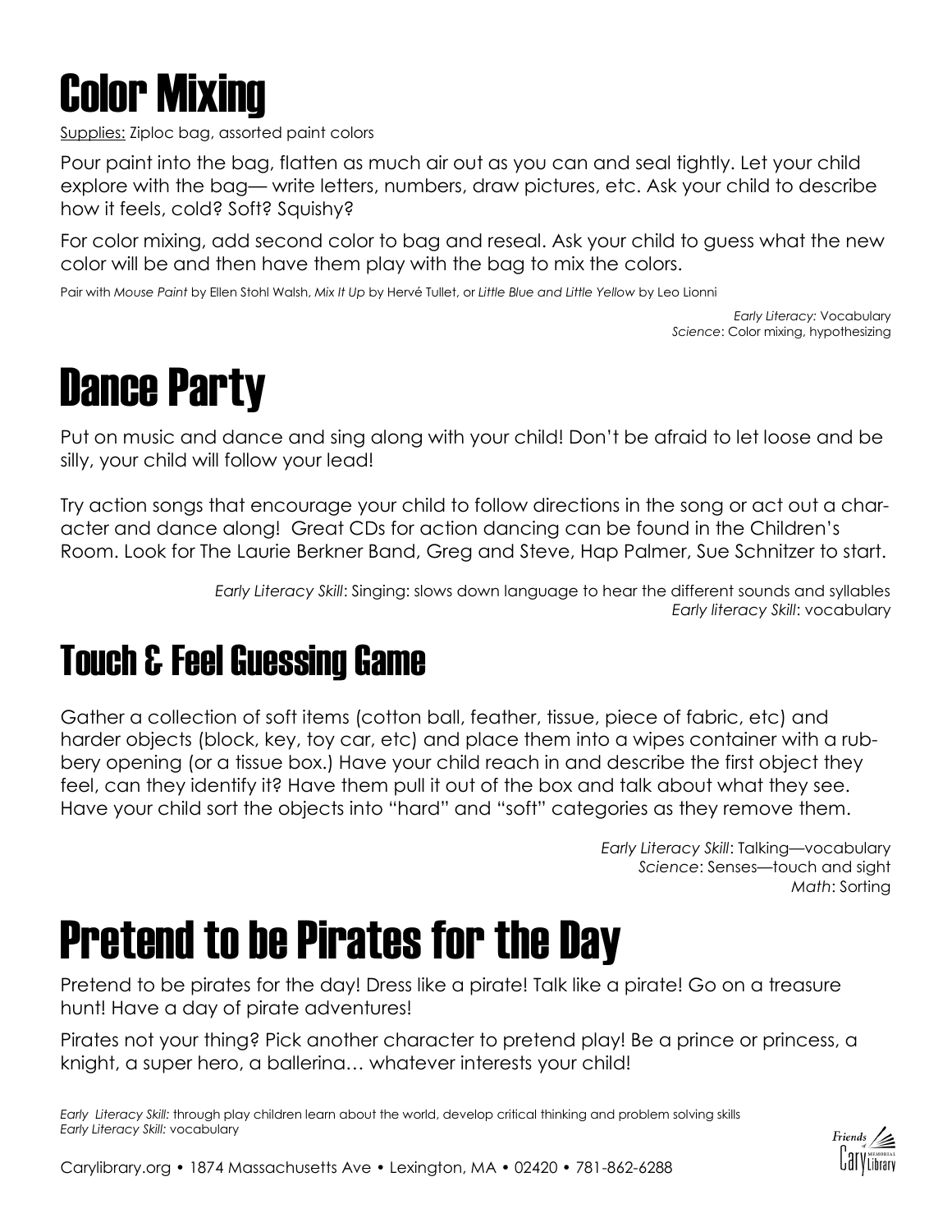# Color Mixing

<u>Supplies:</u> Ziploc bag, assorted paint colors

Pour paint into the bag, flatten as much air out as you can and seal tightly. Let your child explore with the bag— write letters, numbers, draw pictures, etc. Ask your child to describe how it feels, cold? Soft? Squishy?

For color mixing, add second color to bag and reseal. Ask your child to guess what the new color will be and then have them play with the bag to mix the colors.

Pair with *Mouse Paint* by Ellen Stohl Walsh, *Mix It Up* by Hervé Tullet, or *Little Blue and Little Yellow* by Leo Lionni

*Early Literacy:* Vocabulary
*Science*: Color mixing, hypothesizing

# Dance Party

Put on music and dance and sing along with your child! Don't be afraid to let loose and be silly, your child will follow your lead!

Try action songs that encourage your child to follow directions in the song or act out a character and dance along! Great CDs for action dancing can be found in the Children's Room. Look for The Laurie Berkner Band, Greg and Steve, Hap Palmer, Sue Schnitzer to start.

*Early Literacy Skill*: Singing: slows down language to hear the different sounds and syllables
*Early literacy Skill*: vocabulary

## Touch & Feel Guessing Game

Gather a collection of soft items (cotton ball, feather, tissue, piece of fabric, etc) and harder objects (block, key, toy car, etc) and place them into a wipes container with a rubbery opening (or a tissue box.) Have your child reach in and describe the first object they feel, can they identify it? Have them pull it out of the box and talk about what they see. Have your child sort the objects into "hard" and "soft" categories as they remove them.

*Early Literacy Skill*: Talking—vocabulary
*Science*: Senses—touch and sight
*Math*: Sorting

# Pretend to be Pirates for the Day

Pretend to be pirates for the day! Dress like a pirate! Talk like a pirate! Go on a treasure hunt! Have a day of pirate adventures!

Pirates not your thing? Pick another character to pretend play! Be a prince or princess, a knight, a super hero, a ballerina… whatever interests your child!

*Early Literacy Skill:* through play children learn about the world, develop critical thinking and problem solving skills
*Early Literacy Skill:* vocabulary

Carylibrary.org • 1874 Massachusetts Ave • Lexington, MA • 02420 • 781-862-6288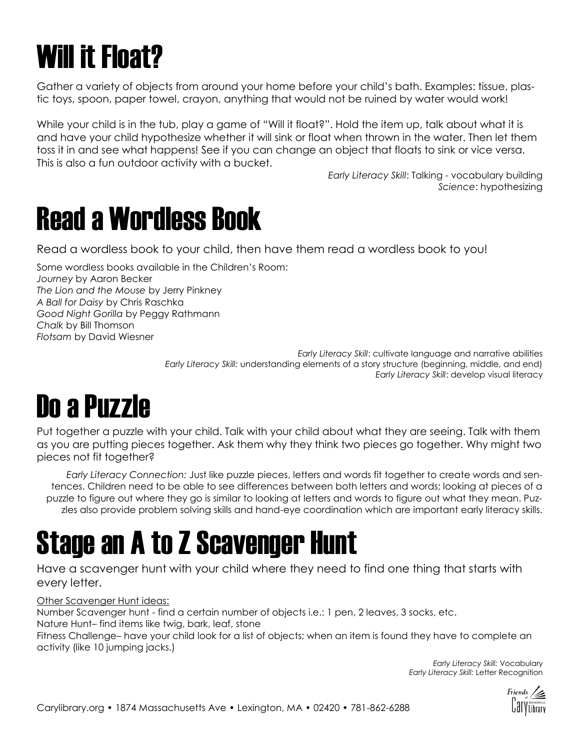# Will it Float?

Gather a variety of objects from around your home before your child's bath. Examples: tissue, plastic toys, spoon, paper towel, crayon, anything that would not be ruined by water would work!

While your child is in the tub, play a game of "Will it float?". Hold the item up, talk about what it is and have your child hypothesize whether it will sink or float when thrown in the water. Then let them toss it in and see what happens! See if you can change an object that floats to sink or vice versa. This is also a fun outdoor activity with a bucket.

*Early Literacy Skill*: Talking - vocabulary building
*Science*: hypothesizing

# Read a Wordless Book

Read a wordless book to your child, then have them read a wordless book to you!

Some wordless books available in the Children's Room:
*Journey* by Aaron Becker
*The Lion and the Mouse* by Jerry Pinkney
*A Ball for Daisy* by Chris Raschka
*Good Night Gorilla* by Peggy Rathmann
*Chalk* by Bill Thomson
*Flotsam* by David Wiesner

*Early Literacy Skill*: cultivate language and narrative abilities
*Early Literacy Skill:* understanding elements of a story structure (beginning, middle, and end)
*Early Literacy Skill*: develop visual literacy

# Do a Puzzle

Put together a puzzle with your child. Talk with your child about what they are seeing. Talk with them as you are putting pieces together. Ask them why they think two pieces go together. Why might two pieces not fit together?

*Early Literacy Connection:* Just like puzzle pieces, letters and words fit together to create words and sentences. Children need to be able to see differences between both letters and words; looking at pieces of a puzzle to figure out where they go is similar to looking at letters and words to figure out what they mean. Puzzles also provide problem solving skills and hand-eye coordination which are important early literacy skills.

# Stage an A to Z Scavenger Hunt

Have a scavenger hunt with your child where they need to find one thing that starts with every letter.

<u>Other Scavenger Hunt ideas:</u>
Number Scavenger hunt - find a certain number of objects i.e.: 1 pen, 2 leaves, 3 socks, etc.
Nature Hunt– find items like twig, bark, leaf, stone
Fitness Challenge– have your child look for a list of objects; when an item is found they have to complete an activity (like 10 jumping jacks.)

*Early Literacy Skill:* Vocabulary
*Early Literacy Skill:* Letter Recognition

Carylibrary.org • 1874 Massachusetts Ave • Lexington, MA • 02420 • 781-862-6288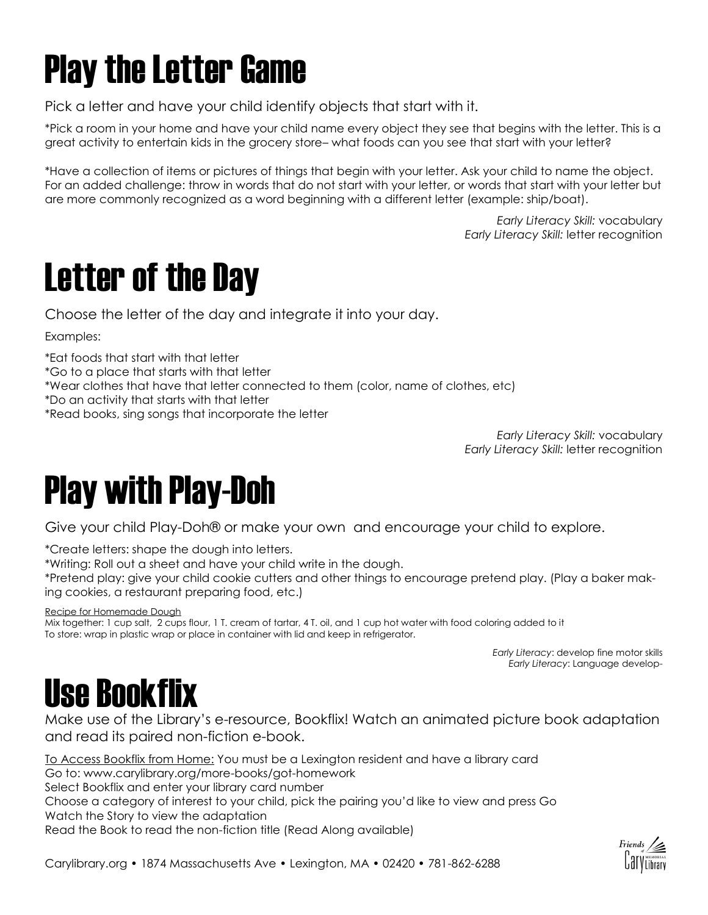# Play the Letter Game

Pick a letter and have your child identify objects that start with it.

*Pick a room in your home and have your child name every object they see that begins with the letter. This is a great activity to entertain kids in the grocery store– what foods can you see that start with your letter?

*Have a collection of items or pictures of things that begin with your letter. Ask your child to name the object. For an added challenge: throw in words that do not start with your letter, or words that start with your letter but are more commonly recognized as a word beginning with a different letter (example: ship/boat).

*Early Literacy Skill:* vocabulary
*Early Literacy Skill:* letter recognition

# Letter of the Day

Choose the letter of the day and integrate it into your day.

Examples:

*Eat foods that start with that letter
*Go to a place that starts with that letter
*Wear clothes that have that letter connected to them (color, name of clothes, etc)
*Do an activity that starts with that letter
*Read books, sing songs that incorporate the letter

*Early Literacy Skill:* vocabulary
*Early Literacy Skill:* letter recognition

# Play with Play-Doh

Give your child Play-Doh® or make your own and encourage your child to explore.

*Create letters: shape the dough into letters.
*Writing: Roll out a sheet and have your child write in the dough.
*Pretend play: give your child cookie cutters and other things to encourage pretend play. (Play a baker making cookies, a restaurant preparing food, etc.)

Recipe for Homemade Dough
Mix together: 1 cup salt, 2 cups flour, 1 T. cream of tartar, 4 T. oil, and 1 cup hot water with food coloring added to it
To store: wrap in plastic wrap or place in container with lid and keep in refrigerator.

*Early Literacy*: develop fine motor skills
*Early Literacy*: Language develop-

# Use Bookflix

Make use of the Library's e-resource, Bookflix! Watch an animated picture book adaptation and read its paired non-fiction e-book.

To Access Bookflix from Home: You must be a Lexington resident and have a library card
Go to: www.carylibrary.org/more-books/got-homework
Select Bookflix and enter your library card number
Choose a category of interest to your child, pick the pairing you'd like to view and press Go
Watch the Story to view the adaptation
Read the Book to read the non-fiction title (Read Along available)

Carylibrary.org • 1874 Massachusetts Ave • Lexington, MA • 02420 • 781-862-6288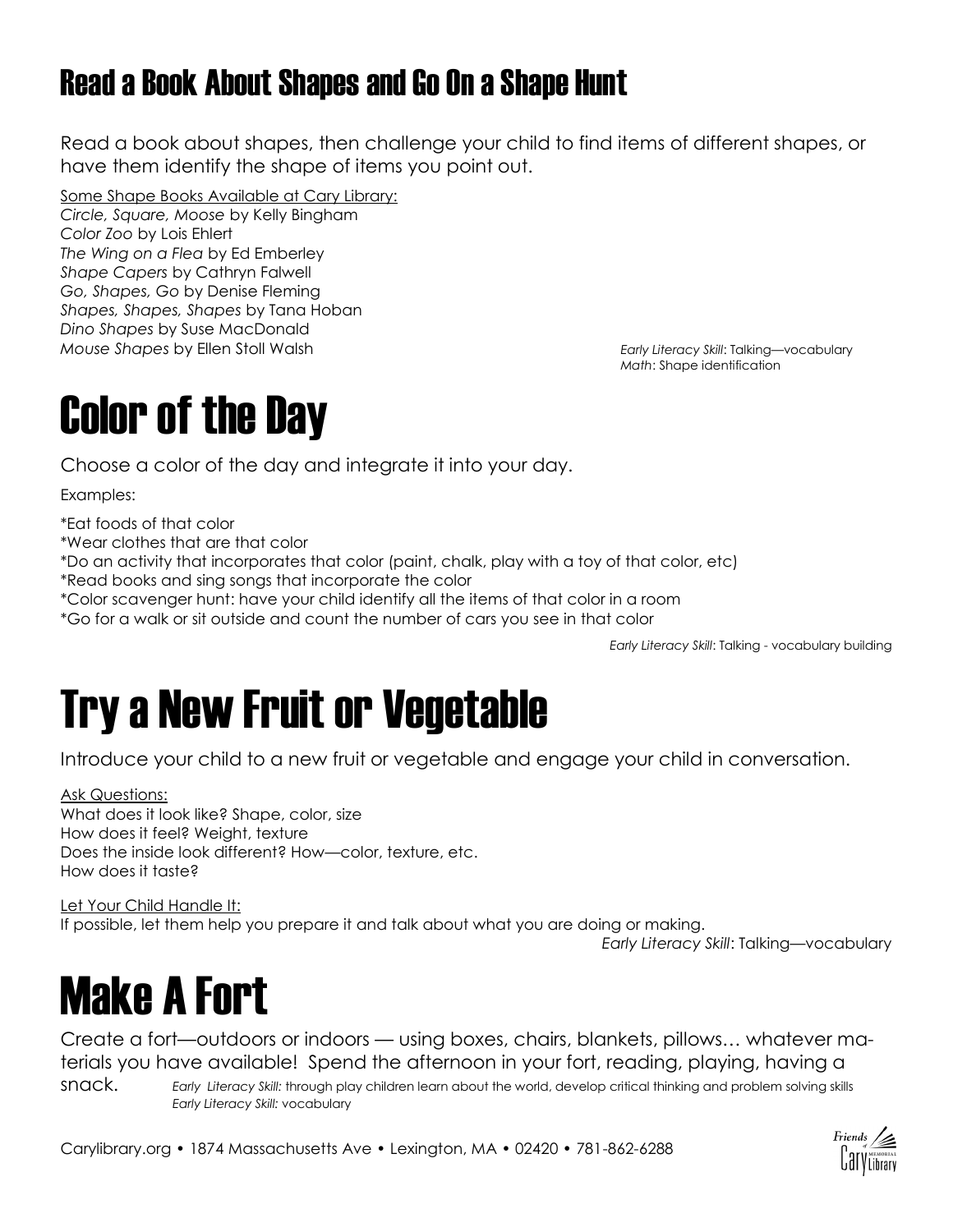## Read a Book About Shapes and Go On a Shape Hunt

Read a book about shapes, then challenge your child to find items of different shapes, or have them identify the shape of items you point out.

Some Shape Books Available at Cary Library:
*Circle, Square, Moose* by Kelly Bingham
*Color Zoo* by Lois Ehlert
*The Wing on a Flea* by Ed Emberley
*Shape Capers* by Cathryn Falwell
*Go, Shapes, Go* by Denise Fleming
*Shapes, Shapes, Shapes* by Tana Hoban
*Dino Shapes* by Suse MacDonald
*Mouse Shapes* by Ellen Stoll Walsh

*Early Literacy Skill*: Talking—vocabulary
*Math*: Shape identification

# Color of the Day

Choose a color of the day and integrate it into your day.

Examples:

*Eat foods of that color
*Wear clothes that are that color
*Do an activity that incorporates that color (paint, chalk, play with a toy of that color, etc)
*Read books and sing songs that incorporate the color
*Color scavenger hunt: have your child identify all the items of that color in a room
*Go for a walk or sit outside and count the number of cars you see in that color

*Early Literacy Skill*: Talking - vocabulary building

# Try a New Fruit or Vegetable

Introduce your child to a new fruit or vegetable and engage your child in conversation.

Ask Questions:
What does it look like? Shape, color, size
How does it feel? Weight, texture
Does the inside look different? How—color, texture, etc.
How does it taste?

Let Your Child Handle It:
If possible, let them help you prepare it and talk about what you are doing or making.

*Early Literacy Skill*: Talking—vocabulary

# Make A Fort

Create a fort—outdoors or indoors — using boxes, chairs, blankets, pillows… whatever materials you have available! Spend the afternoon in your fort, reading, playing, having a snack.

*Early Literacy Skill:* through play children learn about the world, develop critical thinking and problem solving skills
*Early Literacy Skill:* vocabulary

Carylibrary.org • 1874 Massachusetts Ave • Lexington, MA • 02420 • 781-862-6288

Friends of Cary Memorial Library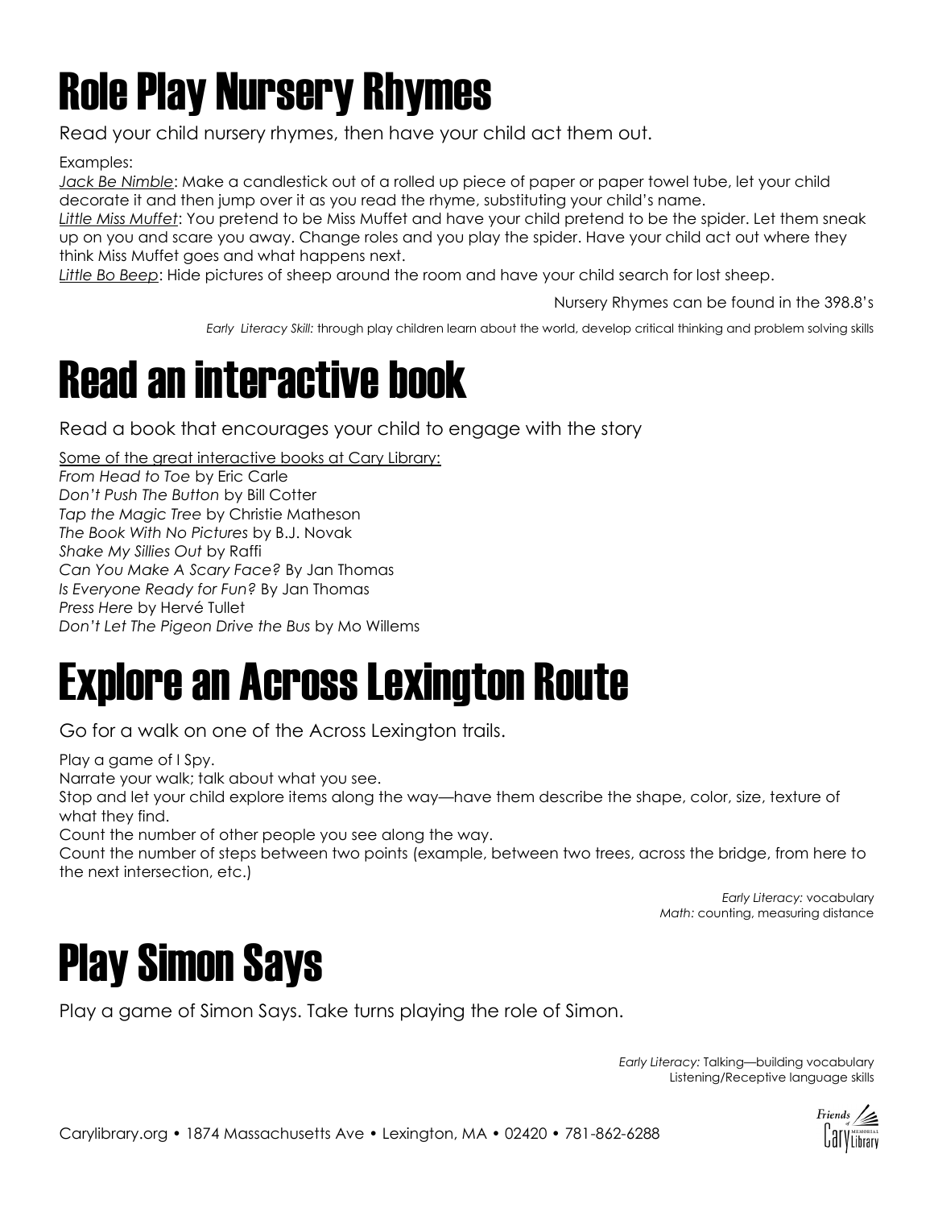# Role Play Nursery Rhymes

Read your child nursery rhymes, then have your child act them out.

Examples:

Jack Be Nimble: Make a candlestick out of a rolled up piece of paper or paper towel tube, let your child decorate it and then jump over it as you read the rhyme, substituting your child's name.

Little Miss Muffet: You pretend to be Miss Muffet and have your child pretend to be the spider. Let them sneak up on you and scare you away. Change roles and you play the spider. Have your child act out where they think Miss Muffet goes and what happens next.

Little Bo Beep: Hide pictures of sheep around the room and have your child search for lost sheep.

Nursery Rhymes can be found in the 398.8's

*Early Literacy Skill:* through play children learn about the world, develop critical thinking and problem solving skills

# Read an interactive book

Read a book that encourages your child to engage with the story

Some of the great interactive books at Cary Library:

*From Head to Toe* by Eric Carle
*Don't Push The Button* by Bill Cotter
*Tap the Magic Tree* by Christie Matheson
*The Book With No Pictures* by B.J. Novak
*Shake My Sillies Out* by Raffi
*Can You Make A Scary Face?* By Jan Thomas
*Is Everyone Ready for Fun?* By Jan Thomas
*Press Here* by Hervé Tullet
*Don't Let The Pigeon Drive the Bus* by Mo Willems

# Explore an Across Lexington Route

Go for a walk on one of the Across Lexington trails.

Play a game of I Spy.
Narrate your walk; talk about what you see.
Stop and let your child explore items along the way—have them describe the shape, color, size, texture of what they find.
Count the number of other people you see along the way.
Count the number of steps between two points (example, between two trees, across the bridge, from here to the next intersection, etc.)

*Early Literacy:* vocabulary
*Math:* counting, measuring distance

# Play Simon Says

Play a game of Simon Says. Take turns playing the role of Simon.

*Early Literacy:* Talking—building vocabulary
Listening/Receptive language skills

Carylibrary.org • 1874 Massachusetts Ave • Lexington, MA • 02420 • 781-862-6288